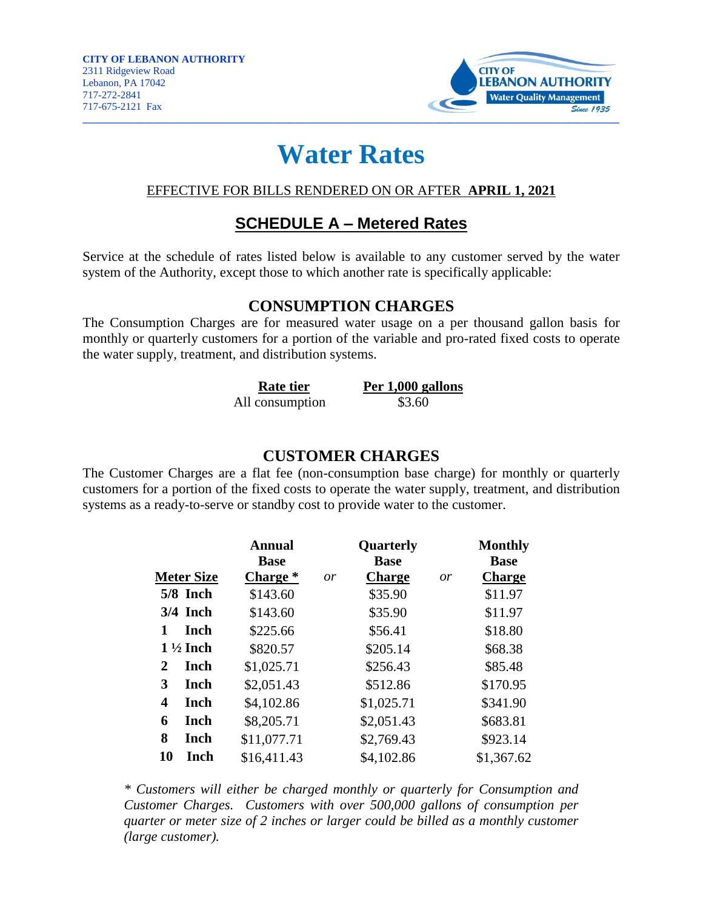**CITY OF LEBANON AUTHORITY**
2311 Ridgeview Road
Lebanon, PA 17042
717-272-2841
717-675-2121 Fax

# Water Rates

EFFECTIVE FOR BILLS RENDERED ON OR AFTER **APRIL 1, 2021**

## SCHEDULE A – Metered Rates

Service at the schedule of rates listed below is available to any customer served by the water system of the Authority, except those to which another rate is specifically applicable:

### CONSUMPTION CHARGES

The Consumption Charges are for measured water usage on a per thousand gallon basis for monthly or quarterly customers for a portion of the variable and pro-rated fixed costs to operate the water supply, treatment, and distribution systems.

| Rate tier | Per 1,000 gallons |
|---|---|
| All consumption | $3.60 |

### CUSTOMER CHARGES

The Customer Charges are a flat fee (non-consumption base charge) for monthly or quarterly customers for a portion of the fixed costs to operate the water supply, treatment, and distribution systems as a ready-to-serve or standby cost to provide water to the customer.

| Meter Size | Annual Base Charge * | | Quarterly Base Charge | | Monthly Base Charge |
|---|---|---|---|---|---|
| | | *or* | | *or* | |
| **5/8 Inch** | $143.60 | | $35.90 | | $11.97 |
| **3/4 Inch** | $143.60 | | $35.90 | | $11.97 |
| **1 Inch** | $225.66 | | $56.41 | | $18.80 |
| **1 ½ Inch** | $820.57 | | $205.14 | | $68.38 |
| **2 Inch** | $1,025.71 | | $256.43 | | $85.48 |
| **3 Inch** | $2,051.43 | | $512.86 | | $170.95 |
| **4 Inch** | $4,102.86 | | $1,025.71 | | $341.90 |
| **6 Inch** | $8,205.71 | | $2,051.43 | | $683.81 |
| **8 Inch** | $11,077.71 | | $2,769.43 | | $923.14 |
| **10 Inch** | $16,411.43 | | $4,102.86 | | $1,367.62 |

*\* Customers will either be charged monthly or quarterly for Consumption and Customer Charges. Customers with over 500,000 gallons of consumption per quarter or meter size of 2 inches or larger could be billed as a monthly customer (large customer).*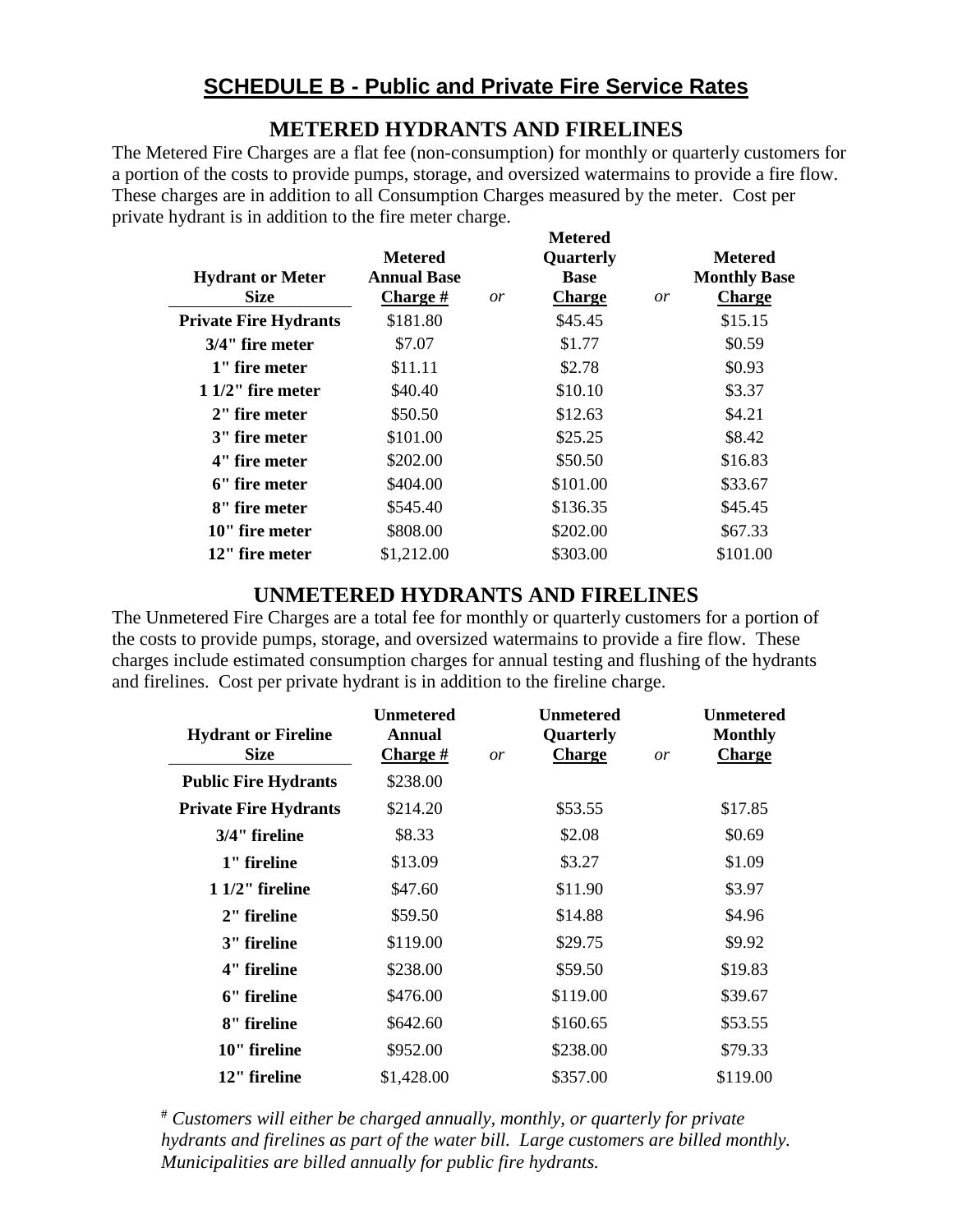## SCHEDULE B - Public and Private Fire Service Rates

### METERED HYDRANTS AND FIRELINES

The Metered Fire Charges are a flat fee (non-consumption) for monthly or quarterly customers for a portion of the costs to provide pumps, storage, and oversized watermains to provide a fire flow. These charges are in addition to all Consumption Charges measured by the meter. Cost per private hydrant is in addition to the fire meter charge.

| Hydrant or Meter Size | Metered Annual Base Charge # | *or* | Metered Quarterly Base Charge | *or* | Metered Monthly Base Charge |
|---|---|---|---|---|---|
| **Private Fire Hydrants** | $181.80 | | $45.45 | | $15.15 |
| **3/4" fire meter** | $7.07 | | $1.77 | | $0.59 |
| **1" fire meter** | $11.11 | | $2.78 | | $0.93 |
| **1 1/2" fire meter** | $40.40 | | $10.10 | | $3.37 |
| **2" fire meter** | $50.50 | | $12.63 | | $4.21 |
| **3" fire meter** | $101.00 | | $25.25 | | $8.42 |
| **4" fire meter** | $202.00 | | $50.50 | | $16.83 |
| **6" fire meter** | $404.00 | | $101.00 | | $33.67 |
| **8" fire meter** | $545.40 | | $136.35 | | $45.45 |
| **10" fire meter** | $808.00 | | $202.00 | | $67.33 |
| **12" fire meter** | $1,212.00 | | $303.00 | | $101.00 |

### UNMETERED HYDRANTS AND FIRELINES

The Unmetered Fire Charges are a total fee for monthly or quarterly customers for a portion of the costs to provide pumps, storage, and oversized watermains to provide a fire flow. These charges include estimated consumption charges for annual testing and flushing of the hydrants and firelines. Cost per private hydrant is in addition to the fireline charge.

| Hydrant or Fireline Size | Unmetered Annual Charge # | *or* | Unmetered Quarterly Charge | *or* | Unmetered Monthly Charge |
|---|---|---|---|---|---|
| **Public Fire Hydrants** | $238.00 | | | | |
| **Private Fire Hydrants** | $214.20 | | $53.55 | | $17.85 |
| **3/4" fireline** | $8.33 | | $2.08 | | $0.69 |
| **1" fireline** | $13.09 | | $3.27 | | $1.09 |
| **1 1/2" fireline** | $47.60 | | $11.90 | | $3.97 |
| **2" fireline** | $59.50 | | $14.88 | | $4.96 |
| **3" fireline** | $119.00 | | $29.75 | | $9.92 |
| **4" fireline** | $238.00 | | $59.50 | | $19.83 |
| **6" fireline** | $476.00 | | $119.00 | | $39.67 |
| **8" fireline** | $642.60 | | $160.65 | | $53.55 |
| **10" fireline** | $952.00 | | $238.00 | | $79.33 |
| **12" fireline** | $1,428.00 | | $357.00 | | $119.00 |

[#] *Customers will either be charged annually, monthly, or quarterly for private hydrants and firelines as part of the water bill. Large customers are billed monthly. Municipalities are billed annually for public fire hydrants.*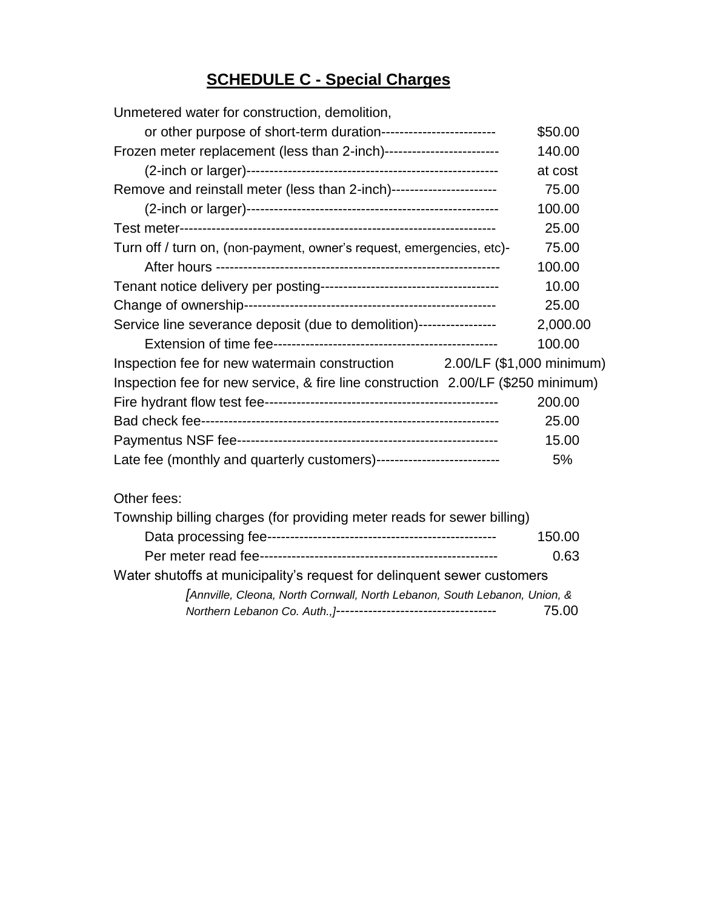## **SCHEDULE C - Special Charges**

| | |
|---|---|
| Unmetered water for construction, demolition, or other purpose of short-term duration | $50.00 |
| Frozen meter replacement (less than 2-inch) | 140.00 |
| (2-inch or larger) | at cost |
| Remove and reinstall meter (less than 2-inch) | 75.00 |
| (2-inch or larger) | 100.00 |
| Test meter | 25.00 |
| Turn off / turn on, (non-payment, owner's request, emergencies, etc) | 75.00 |
| After hours | 100.00 |
| Tenant notice delivery per posting | 10.00 |
| Change of ownership | 25.00 |
| Service line severance deposit (due to demolition) | 2,000.00 |
| Extension of time fee | 100.00 |
| Inspection fee for new watermain construction | 2.00/LF ($1,000 minimum) |
| Inspection fee for new service, & fire line construction | 2.00/LF ($250 minimum) |
| Fire hydrant flow test fee | 200.00 |
| Bad check fee | 25.00 |
| Paymentus NSF fee | 15.00 |
| Late fee (monthly and quarterly customers) | 5% |

Other fees:

| | |
|---|---|
| Township billing charges (for providing meter reads for sewer billing) | |
| Data processing fee | 150.00 |
| Per meter read fee | 0.63 |
| Water shutoffs at municipality's request for delinquent sewer customers *[Annville, Cleona, North Cornwall, North Lebanon, South Lebanon, Union, & Northern Lebanon Co. Auth.,]* | 75.00 |